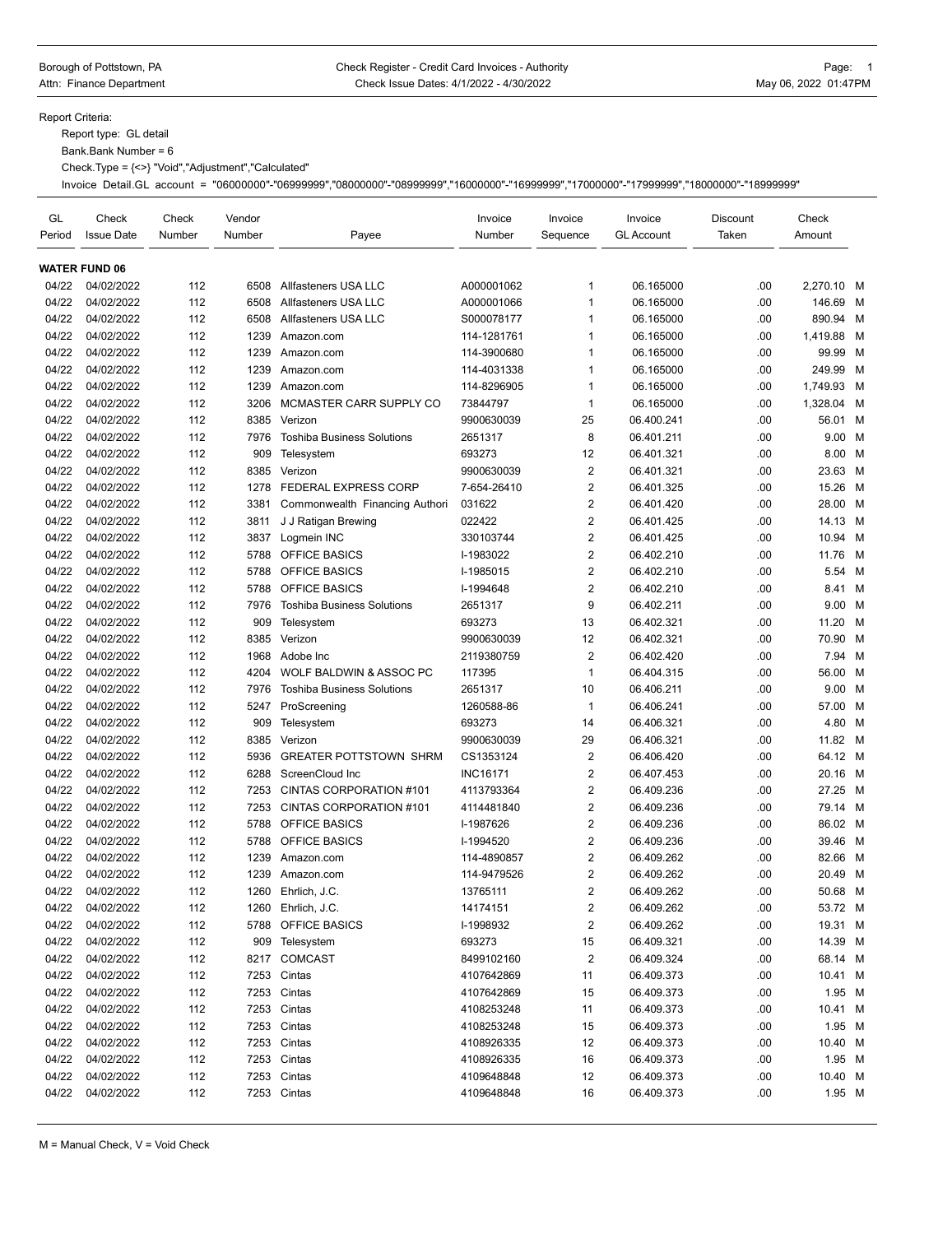Borough of Pottstown, PA
Attn: Finance Department

Check Register - Credit Card Invoices - Authority
Check Issue Dates: 4/1/2022 - 4/30/2022

May 06, 2022 01:47PM

Report Criteria:

Report type: GL detail

Bank.Bank Number = 6

Check.Type = {<>} "Void","Adjustment","Calculated"

Invoice Detail.GL account = "06000000"-"06999999","08000000"-"08999999","16000000"-"16999999","17000000"-"17999999","18000000"-"18999999"

| GL Period | Check Issue Date | Check Number | Vendor Number | Payee | Invoice Number | Invoice Sequence | Invoice GL Account | Discount Taken | Check Amount | |
|---|---|---|---|---|---|---|---|---|---|---|
| **WATER FUND 06** | | | | | | | | | | |
| 04/22 | 04/02/2022 | 112 | 6508 | Allfasteners USA LLC | A000001062 | 1 | 06.165000 | .00 | 2,270.10 | M |
| 04/22 | 04/02/2022 | 112 | 6508 | Allfasteners USA LLC | A000001066 | 1 | 06.165000 | .00 | 146.69 | M |
| 04/22 | 04/02/2022 | 112 | 6508 | Allfasteners USA LLC | S000078177 | 1 | 06.165000 | .00 | 890.94 | M |
| 04/22 | 04/02/2022 | 112 | 1239 | Amazon.com | 114-1281761 | 1 | 06.165000 | .00 | 1,419.88 | M |
| 04/22 | 04/02/2022 | 112 | 1239 | Amazon.com | 114-3900680 | 1 | 06.165000 | .00 | 99.99 | M |
| 04/22 | 04/02/2022 | 112 | 1239 | Amazon.com | 114-4031338 | 1 | 06.165000 | .00 | 249.99 | M |
| 04/22 | 04/02/2022 | 112 | 1239 | Amazon.com | 114-8296905 | 1 | 06.165000 | .00 | 1,749.93 | M |
| 04/22 | 04/02/2022 | 112 | 3206 | MCMASTER CARR SUPPLY CO | 73844797 | 1 | 06.165000 | .00 | 1,328.04 | M |
| 04/22 | 04/02/2022 | 112 | 8385 | Verizon | 9900630039 | 25 | 06.400.241 | .00 | 56.01 | M |
| 04/22 | 04/02/2022 | 112 | 7976 | Toshiba Business Solutions | 2651317 | 8 | 06.401.211 | .00 | 9.00 | M |
| 04/22 | 04/02/2022 | 112 | 909 | Telesystem | 693273 | 12 | 06.401.321 | .00 | 8.00 | M |
| 04/22 | 04/02/2022 | 112 | 8385 | Verizon | 9900630039 | 2 | 06.401.321 | .00 | 23.63 | M |
| 04/22 | 04/02/2022 | 112 | 1278 | FEDERAL EXPRESS CORP | 7-654-26410 | 2 | 06.401.325 | .00 | 15.26 | M |
| 04/22 | 04/02/2022 | 112 | 3381 | Commonwealth Financing Authori | 031622 | 2 | 06.401.420 | .00 | 28.00 | M |
| 04/22 | 04/02/2022 | 112 | 3811 | J J Ratigan Brewing | 022422 | 2 | 06.401.425 | .00 | 14.13 | M |
| 04/22 | 04/02/2022 | 112 | 3837 | Logmein INC | 330103744 | 2 | 06.401.425 | .00 | 10.94 | M |
| 04/22 | 04/02/2022 | 112 | 5788 | OFFICE BASICS | I-1983022 | 2 | 06.402.210 | .00 | 11.76 | M |
| 04/22 | 04/02/2022 | 112 | 5788 | OFFICE BASICS | I-1985015 | 2 | 06.402.210 | .00 | 5.54 | M |
| 04/22 | 04/02/2022 | 112 | 5788 | OFFICE BASICS | I-1994648 | 2 | 06.402.210 | .00 | 8.41 | M |
| 04/22 | 04/02/2022 | 112 | 7976 | Toshiba Business Solutions | 2651317 | 9 | 06.402.211 | .00 | 9.00 | M |
| 04/22 | 04/02/2022 | 112 | 909 | Telesystem | 693273 | 13 | 06.402.321 | .00 | 11.20 | M |
| 04/22 | 04/02/2022 | 112 | 8385 | Verizon | 9900630039 | 12 | 06.402.321 | .00 | 70.90 | M |
| 04/22 | 04/02/2022 | 112 | 1968 | Adobe Inc | 2119380759 | 2 | 06.402.420 | .00 | 7.94 | M |
| 04/22 | 04/02/2022 | 112 | 4204 | WOLF BALDWIN & ASSOC PC | 117395 | 1 | 06.404.315 | .00 | 56.00 | M |
| 04/22 | 04/02/2022 | 112 | 7976 | Toshiba Business Solutions | 2651317 | 10 | 06.406.211 | .00 | 9.00 | M |
| 04/22 | 04/02/2022 | 112 | 5247 | ProScreening | 1260588-86 | 1 | 06.406.241 | .00 | 57.00 | M |
| 04/22 | 04/02/2022 | 112 | 909 | Telesystem | 693273 | 14 | 06.406.321 | .00 | 4.80 | M |
| 04/22 | 04/02/2022 | 112 | 8385 | Verizon | 9900630039 | 29 | 06.406.321 | .00 | 11.82 | M |
| 04/22 | 04/02/2022 | 112 | 5936 | GREATER POTTSTOWN SHRM | CS1353124 | 2 | 06.406.420 | .00 | 64.12 | M |
| 04/22 | 04/02/2022 | 112 | 6288 | ScreenCloud Inc | INC16171 | 2 | 06.407.453 | .00 | 20.16 | M |
| 04/22 | 04/02/2022 | 112 | 7253 | CINTAS CORPORATION #101 | 4113793364 | 2 | 06.409.236 | .00 | 27.25 | M |
| 04/22 | 04/02/2022 | 112 | 7253 | CINTAS CORPORATION #101 | 4114481840 | 2 | 06.409.236 | .00 | 79.14 | M |
| 04/22 | 04/02/2022 | 112 | 5788 | OFFICE BASICS | I-1987626 | 2 | 06.409.236 | .00 | 86.02 | M |
| 04/22 | 04/02/2022 | 112 | 5788 | OFFICE BASICS | I-1994520 | 2 | 06.409.236 | .00 | 39.46 | M |
| 04/22 | 04/02/2022 | 112 | 1239 | Amazon.com | 114-4890857 | 2 | 06.409.262 | .00 | 82.66 | M |
| 04/22 | 04/02/2022 | 112 | 1239 | Amazon.com | 114-9479526 | 2 | 06.409.262 | .00 | 20.49 | M |
| 04/22 | 04/02/2022 | 112 | 1260 | Ehrlich, J.C. | 13765111 | 2 | 06.409.262 | .00 | 50.68 | M |
| 04/22 | 04/02/2022 | 112 | 1260 | Ehrlich, J.C. | 14174151 | 2 | 06.409.262 | .00 | 53.72 | M |
| 04/22 | 04/02/2022 | 112 | 5788 | OFFICE BASICS | I-1998932 | 2 | 06.409.262 | .00 | 19.31 | M |
| 04/22 | 04/02/2022 | 112 | 909 | Telesystem | 693273 | 15 | 06.409.321 | .00 | 14.39 | M |
| 04/22 | 04/02/2022 | 112 | 8217 | COMCAST | 8499102160 | 2 | 06.409.324 | .00 | 68.14 | M |
| 04/22 | 04/02/2022 | 112 | 7253 | Cintas | 4107642869 | 11 | 06.409.373 | .00 | 10.41 | M |
| 04/22 | 04/02/2022 | 112 | 7253 | Cintas | 4107642869 | 15 | 06.409.373 | .00 | 1.95 | M |
| 04/22 | 04/02/2022 | 112 | 7253 | Cintas | 4108253248 | 11 | 06.409.373 | .00 | 10.41 | M |
| 04/22 | 04/02/2022 | 112 | 7253 | Cintas | 4108253248 | 15 | 06.409.373 | .00 | 1.95 | M |
| 04/22 | 04/02/2022 | 112 | 7253 | Cintas | 4108926335 | 12 | 06.409.373 | .00 | 10.40 | M |
| 04/22 | 04/02/2022 | 112 | 7253 | Cintas | 4108926335 | 16 | 06.409.373 | .00 | 1.95 | M |
| 04/22 | 04/02/2022 | 112 | 7253 | Cintas | 4109648848 | 12 | 06.409.373 | .00 | 10.40 | M |
| 04/22 | 04/02/2022 | 112 | 7253 | Cintas | 4109648848 | 16 | 06.409.373 | .00 | 1.95 | M |

M = Manual Check, V = Void Check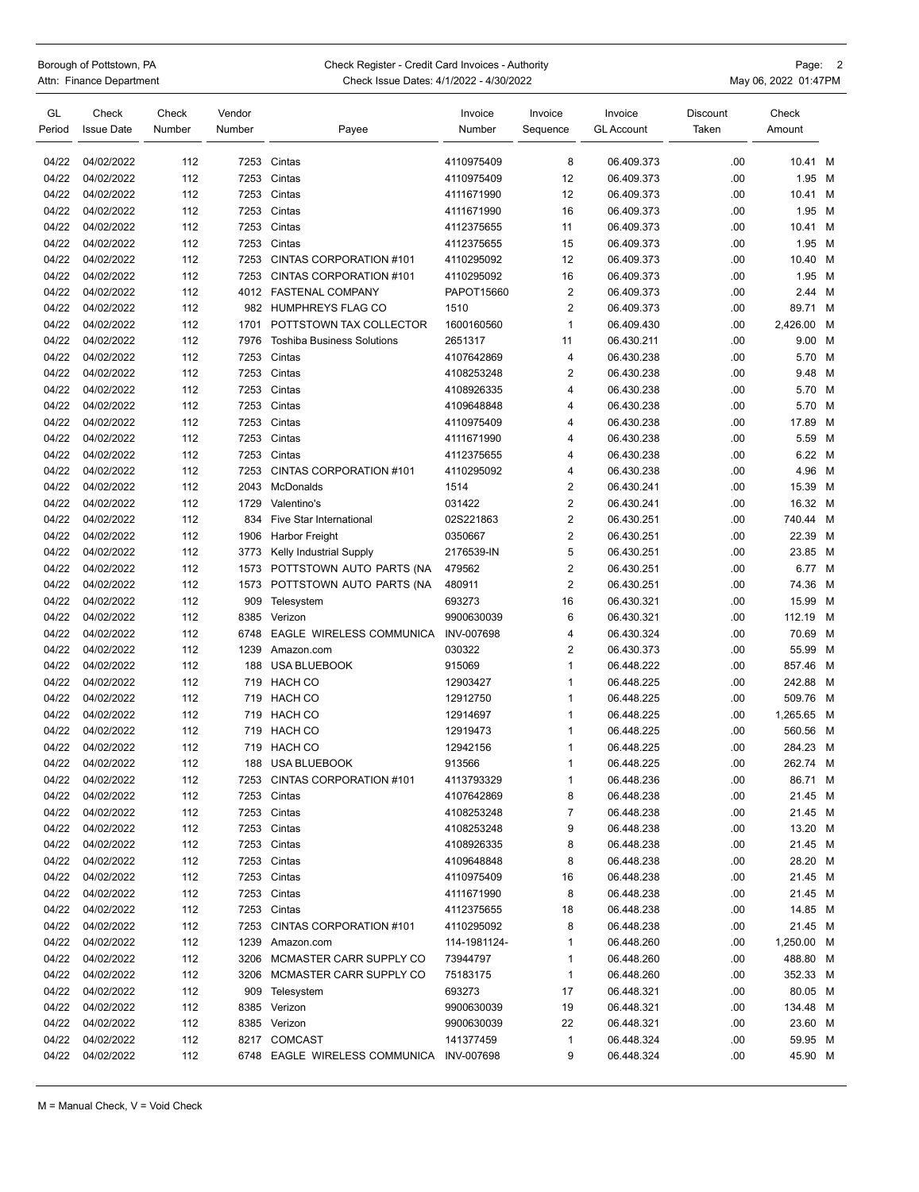Borough of Pottstown, PA
Attn: Finance Department

Check Register - Credit Card Invoices - Authority
Check Issue Dates: 4/1/2022 - 4/30/2022

May 06, 2022 01:47PM

| GL Period | Check Issue Date | Check Number | Vendor Number | Payee | Invoice Number | Invoice Sequence | Invoice GL Account | Discount Taken | Check Amount | |
|---|---|---|---|---|---|---|---|---|---|---|
| 04/22 | 04/02/2022 | 112 | 7253 | Cintas | 4110975409 | 8 | 06.409.373 | .00 | 10.41 | M |
| 04/22 | 04/02/2022 | 112 | 7253 | Cintas | 4110975409 | 12 | 06.409.373 | .00 | 1.95 | M |
| 04/22 | 04/02/2022 | 112 | 7253 | Cintas | 4111671990 | 12 | 06.409.373 | .00 | 10.41 | M |
| 04/22 | 04/02/2022 | 112 | 7253 | Cintas | 4111671990 | 16 | 06.409.373 | .00 | 1.95 | M |
| 04/22 | 04/02/2022 | 112 | 7253 | Cintas | 4112375655 | 11 | 06.409.373 | .00 | 10.41 | M |
| 04/22 | 04/02/2022 | 112 | 7253 | Cintas | 4112375655 | 15 | 06.409.373 | .00 | 1.95 | M |
| 04/22 | 04/02/2022 | 112 | 7253 | CINTAS CORPORATION #101 | 4110295092 | 12 | 06.409.373 | .00 | 10.40 | M |
| 04/22 | 04/02/2022 | 112 | 7253 | CINTAS CORPORATION #101 | 4110295092 | 16 | 06.409.373 | .00 | 1.95 | M |
| 04/22 | 04/02/2022 | 112 | 4012 | FASTENAL COMPANY | PAPOT15660 | 2 | 06.409.373 | .00 | 2.44 | M |
| 04/22 | 04/02/2022 | 112 | 982 | HUMPHREYS FLAG CO | 1510 | 2 | 06.409.373 | .00 | 89.71 | M |
| 04/22 | 04/02/2022 | 112 | 1701 | POTTSTOWN TAX COLLECTOR | 1600160560 | 1 | 06.409.430 | .00 | 2,426.00 | M |
| 04/22 | 04/02/2022 | 112 | 7976 | Toshiba Business Solutions | 2651317 | 11 | 06.430.211 | .00 | 9.00 | M |
| 04/22 | 04/02/2022 | 112 | 7253 | Cintas | 4107642869 | 4 | 06.430.238 | .00 | 5.70 | M |
| 04/22 | 04/02/2022 | 112 | 7253 | Cintas | 4108253248 | 2 | 06.430.238 | .00 | 9.48 | M |
| 04/22 | 04/02/2022 | 112 | 7253 | Cintas | 4108926335 | 4 | 06.430.238 | .00 | 5.70 | M |
| 04/22 | 04/02/2022 | 112 | 7253 | Cintas | 4109648848 | 4 | 06.430.238 | .00 | 5.70 | M |
| 04/22 | 04/02/2022 | 112 | 7253 | Cintas | 4110975409 | 4 | 06.430.238 | .00 | 17.89 | M |
| 04/22 | 04/02/2022 | 112 | 7253 | Cintas | 4111671990 | 4 | 06.430.238 | .00 | 5.59 | M |
| 04/22 | 04/02/2022 | 112 | 7253 | Cintas | 4112375655 | 4 | 06.430.238 | .00 | 6.22 | M |
| 04/22 | 04/02/2022 | 112 | 7253 | CINTAS CORPORATION #101 | 4110295092 | 4 | 06.430.238 | .00 | 4.96 | M |
| 04/22 | 04/02/2022 | 112 | 2043 | McDonalds | 1514 | 2 | 06.430.241 | .00 | 15.39 | M |
| 04/22 | 04/02/2022 | 112 | 1729 | Valentino's | 031422 | 2 | 06.430.241 | .00 | 16.32 | M |
| 04/22 | 04/02/2022 | 112 | 834 | Five Star International | 02S221863 | 2 | 06.430.251 | .00 | 740.44 | M |
| 04/22 | 04/02/2022 | 112 | 1906 | Harbor Freight | 0350667 | 2 | 06.430.251 | .00 | 22.39 | M |
| 04/22 | 04/02/2022 | 112 | 3773 | Kelly Industrial Supply | 2176539-IN | 5 | 06.430.251 | .00 | 23.85 | M |
| 04/22 | 04/02/2022 | 112 | 1573 | POTTSTOWN AUTO PARTS (NA | 479562 | 2 | 06.430.251 | .00 | 6.77 | M |
| 04/22 | 04/02/2022 | 112 | 1573 | POTTSTOWN AUTO PARTS (NA | 480911 | 2 | 06.430.251 | .00 | 74.36 | M |
| 04/22 | 04/02/2022 | 112 | 909 | Telesystem | 693273 | 16 | 06.430.321 | .00 | 15.99 | M |
| 04/22 | 04/02/2022 | 112 | 8385 | Verizon | 9900630039 | 6 | 06.430.321 | .00 | 112.19 | M |
| 04/22 | 04/02/2022 | 112 | 6748 | EAGLE WIRELESS COMMUNICA | INV-007698 | 4 | 06.430.324 | .00 | 70.69 | M |
| 04/22 | 04/02/2022 | 112 | 1239 | Amazon.com | 030322 | 2 | 06.430.373 | .00 | 55.99 | M |
| 04/22 | 04/02/2022 | 112 | 188 | USA BLUEBOOK | 915069 | 1 | 06.448.222 | .00 | 857.46 | M |
| 04/22 | 04/02/2022 | 112 | 719 | HACH CO | 12903427 | 1 | 06.448.225 | .00 | 242.88 | M |
| 04/22 | 04/02/2022 | 112 | 719 | HACH CO | 12912750 | 1 | 06.448.225 | .00 | 509.76 | M |
| 04/22 | 04/02/2022 | 112 | 719 | HACH CO | 12914697 | 1 | 06.448.225 | .00 | 1,265.65 | M |
| 04/22 | 04/02/2022 | 112 | 719 | HACH CO | 12919473 | 1 | 06.448.225 | .00 | 560.56 | M |
| 04/22 | 04/02/2022 | 112 | 719 | HACH CO | 12942156 | 1 | 06.448.225 | .00 | 284.23 | M |
| 04/22 | 04/02/2022 | 112 | 188 | USA BLUEBOOK | 913566 | 1 | 06.448.225 | .00 | 262.74 | M |
| 04/22 | 04/02/2022 | 112 | 7253 | CINTAS CORPORATION #101 | 4113793329 | 1 | 06.448.236 | .00 | 86.71 | M |
| 04/22 | 04/02/2022 | 112 | 7253 | Cintas | 4107642869 | 8 | 06.448.238 | .00 | 21.45 | M |
| 04/22 | 04/02/2022 | 112 | 7253 | Cintas | 4108253248 | 7 | 06.448.238 | .00 | 21.45 | M |
| 04/22 | 04/02/2022 | 112 | 7253 | Cintas | 4108253248 | 9 | 06.448.238 | .00 | 13.20 | M |
| 04/22 | 04/02/2022 | 112 | 7253 | Cintas | 4108926335 | 8 | 06.448.238 | .00 | 21.45 | M |
| 04/22 | 04/02/2022 | 112 | 7253 | Cintas | 4109648848 | 8 | 06.448.238 | .00 | 28.20 | M |
| 04/22 | 04/02/2022 | 112 | 7253 | Cintas | 4110975409 | 16 | 06.448.238 | .00 | 21.45 | M |
| 04/22 | 04/02/2022 | 112 | 7253 | Cintas | 4111671990 | 8 | 06.448.238 | .00 | 21.45 | M |
| 04/22 | 04/02/2022 | 112 | 7253 | Cintas | 4112375655 | 18 | 06.448.238 | .00 | 14.85 | M |
| 04/22 | 04/02/2022 | 112 | 7253 | CINTAS CORPORATION #101 | 4110295092 | 8 | 06.448.238 | .00 | 21.45 | M |
| 04/22 | 04/02/2022 | 112 | 1239 | Amazon.com | 114-1981124- | 1 | 06.448.260 | .00 | 1,250.00 | M |
| 04/22 | 04/02/2022 | 112 | 3206 | MCMASTER CARR SUPPLY CO | 73944797 | 1 | 06.448.260 | .00 | 488.80 | M |
| 04/22 | 04/02/2022 | 112 | 3206 | MCMASTER CARR SUPPLY CO | 75183175 | 1 | 06.448.260 | .00 | 352.33 | M |
| 04/22 | 04/02/2022 | 112 | 909 | Telesystem | 693273 | 17 | 06.448.321 | .00 | 80.05 | M |
| 04/22 | 04/02/2022 | 112 | 8385 | Verizon | 9900630039 | 19 | 06.448.321 | .00 | 134.48 | M |
| 04/22 | 04/02/2022 | 112 | 8385 | Verizon | 9900630039 | 22 | 06.448.321 | .00 | 23.60 | M |
| 04/22 | 04/02/2022 | 112 | 8217 | COMCAST | 141377459 | 1 | 06.448.324 | .00 | 59.95 | M |
| 04/22 | 04/02/2022 | 112 | 6748 | EAGLE WIRELESS COMMUNICA | INV-007698 | 9 | 06.448.324 | .00 | 45.90 | M |

M = Manual Check, V = Void Check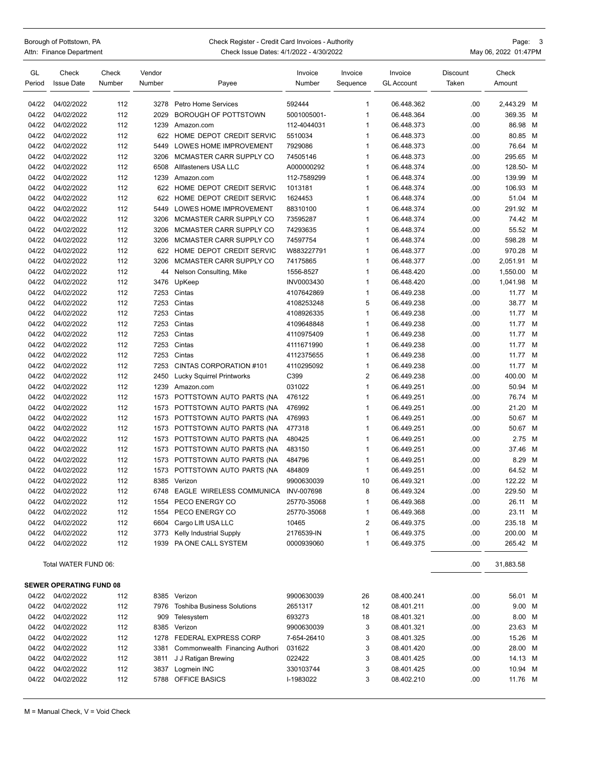| GL Period | Check Issue Date | Check Number | Vendor Number | Payee | Invoice Number | Invoice Sequence | Invoice GL Account | Discount Taken | Check Amount | |
|---|---|---|---|---|---|---|---|---|---|---|
| 04/22 | 04/02/2022 | 112 | 3278 | Petro Home Services | 592444 | 1 | 06.448.362 | .00 | 2,443.29 | M |
| 04/22 | 04/02/2022 | 112 | 2029 | BOROUGH OF POTTSTOWN | 5001005001- | 1 | 06.448.364 | .00 | 369.35 | M |
| 04/22 | 04/02/2022 | 112 | 1239 | Amazon.com | 112-4044031 | 1 | 06.448.373 | .00 | 86.98 | M |
| 04/22 | 04/02/2022 | 112 | 622 | HOME DEPOT CREDIT SERVIC | 5510034 | 1 | 06.448.373 | .00 | 80.85 | M |
| 04/22 | 04/02/2022 | 112 | 5449 | LOWES HOME IMPROVEMENT | 7929086 | 1 | 06.448.373 | .00 | 76.64 | M |
| 04/22 | 04/02/2022 | 112 | 3206 | MCMASTER CARR SUPPLY CO | 74505146 | 1 | 06.448.373 | .00 | 295.65 | M |
| 04/22 | 04/02/2022 | 112 | 6508 | Allfasteners USA LLC | A000000292 | 1 | 06.448.374 | .00 | 128.50- | M |
| 04/22 | 04/02/2022 | 112 | 1239 | Amazon.com | 112-7589299 | 1 | 06.448.374 | .00 | 139.99 | M |
| 04/22 | 04/02/2022 | 112 | 622 | HOME DEPOT CREDIT SERVIC | 1013181 | 1 | 06.448.374 | .00 | 106.93 | M |
| 04/22 | 04/02/2022 | 112 | 622 | HOME DEPOT CREDIT SERVIC | 1624453 | 1 | 06.448.374 | .00 | 51.04 | M |
| 04/22 | 04/02/2022 | 112 | 5449 | LOWES HOME IMPROVEMENT | 88310100 | 1 | 06.448.374 | .00 | 291.92 | M |
| 04/22 | 04/02/2022 | 112 | 3206 | MCMASTER CARR SUPPLY CO | 73595287 | 1 | 06.448.374 | .00 | 74.42 | M |
| 04/22 | 04/02/2022 | 112 | 3206 | MCMASTER CARR SUPPLY CO | 74293635 | 1 | 06.448.374 | .00 | 55.52 | M |
| 04/22 | 04/02/2022 | 112 | 3206 | MCMASTER CARR SUPPLY CO | 74597754 | 1 | 06.448.374 | .00 | 598.28 | M |
| 04/22 | 04/02/2022 | 112 | 622 | HOME DEPOT CREDIT SERVIC | W883227791 | 1 | 06.448.377 | .00 | 970.28 | M |
| 04/22 | 04/02/2022 | 112 | 3206 | MCMASTER CARR SUPPLY CO | 74175865 | 1 | 06.448.377 | .00 | 2,051.91 | M |
| 04/22 | 04/02/2022 | 112 | 44 | Nelson Consulting, Mike | 1556-8527 | 1 | 06.448.420 | .00 | 1,550.00 | M |
| 04/22 | 04/02/2022 | 112 | 3476 | UpKeep | INV0003430 | 1 | 06.448.420 | .00 | 1,041.98 | M |
| 04/22 | 04/02/2022 | 112 | 7253 | Cintas | 4107642869 | 1 | 06.449.238 | .00 | 11.77 | M |
| 04/22 | 04/02/2022 | 112 | 7253 | Cintas | 4108253248 | 5 | 06.449.238 | .00 | 38.77 | M |
| 04/22 | 04/02/2022 | 112 | 7253 | Cintas | 4108926335 | 1 | 06.449.238 | .00 | 11.77 | M |
| 04/22 | 04/02/2022 | 112 | 7253 | Cintas | 4109648848 | 1 | 06.449.238 | .00 | 11.77 | M |
| 04/22 | 04/02/2022 | 112 | 7253 | Cintas | 4110975409 | 1 | 06.449.238 | .00 | 11.77 | M |
| 04/22 | 04/02/2022 | 112 | 7253 | Cintas | 4111671990 | 1 | 06.449.238 | .00 | 11.77 | M |
| 04/22 | 04/02/2022 | 112 | 7253 | Cintas | 4112375655 | 1 | 06.449.238 | .00 | 11.77 | M |
| 04/22 | 04/02/2022 | 112 | 7253 | CINTAS CORPORATION #101 | 4110295092 | 1 | 06.449.238 | .00 | 11.77 | M |
| 04/22 | 04/02/2022 | 112 | 2450 | Lucky Squirrel Printworks | C399 | 2 | 06.449.238 | .00 | 400.00 | M |
| 04/22 | 04/02/2022 | 112 | 1239 | Amazon.com | 031022 | 1 | 06.449.251 | .00 | 50.94 | M |
| 04/22 | 04/02/2022 | 112 | 1573 | POTTSTOWN AUTO PARTS (NA | 476122 | 1 | 06.449.251 | .00 | 76.74 | M |
| 04/22 | 04/02/2022 | 112 | 1573 | POTTSTOWN AUTO PARTS (NA | 476992 | 1 | 06.449.251 | .00 | 21.20 | M |
| 04/22 | 04/02/2022 | 112 | 1573 | POTTSTOWN AUTO PARTS (NA | 476993 | 1 | 06.449.251 | .00 | 50.67 | M |
| 04/22 | 04/02/2022 | 112 | 1573 | POTTSTOWN AUTO PARTS (NA | 477318 | 1 | 06.449.251 | .00 | 50.67 | M |
| 04/22 | 04/02/2022 | 112 | 1573 | POTTSTOWN AUTO PARTS (NA | 480425 | 1 | 06.449.251 | .00 | 2.75 | M |
| 04/22 | 04/02/2022 | 112 | 1573 | POTTSTOWN AUTO PARTS (NA | 483150 | 1 | 06.449.251 | .00 | 37.46 | M |
| 04/22 | 04/02/2022 | 112 | 1573 | POTTSTOWN AUTO PARTS (NA | 484796 | 1 | 06.449.251 | .00 | 8.29 | M |
| 04/22 | 04/02/2022 | 112 | 1573 | POTTSTOWN AUTO PARTS (NA | 484809 | 1 | 06.449.251 | .00 | 64.52 | M |
| 04/22 | 04/02/2022 | 112 | 8385 | Verizon | 9900630039 | 10 | 06.449.321 | .00 | 122.22 | M |
| 04/22 | 04/02/2022 | 112 | 6748 | EAGLE WIRELESS COMMUNICA | INV-007698 | 8 | 06.449.324 | .00 | 229.50 | M |
| 04/22 | 04/02/2022 | 112 | 1554 | PECO ENERGY CO | 25770-35068 | 1 | 06.449.368 | .00 | 26.11 | M |
| 04/22 | 04/02/2022 | 112 | 1554 | PECO ENERGY CO | 25770-35068 | 1 | 06.449.368 | .00 | 23.11 | M |
| 04/22 | 04/02/2022 | 112 | 6604 | Cargo LIft USA LLC | 10465 | 2 | 06.449.375 | .00 | 235.18 | M |
| 04/22 | 04/02/2022 | 112 | 3773 | Kelly Industrial Supply | 2176539-IN | 1 | 06.449.375 | .00 | 200.00 | M |
| 04/22 | 04/02/2022 | 112 | 1939 | PA ONE CALL SYSTEM | 0000939060 | 1 | 06.449.375 | .00 | 265.42 | M |
| | Total WATER FUND 06: | | | | | | | .00 | 31,883.58 | |

**SEWER OPERATING FUND 08**

| GL Period | Check Issue Date | Check Number | Vendor Number | Payee | Invoice Number | Invoice Sequence | Invoice GL Account | Discount Taken | Check Amount | |
|---|---|---|---|---|---|---|---|---|---|---|
| 04/22 | 04/02/2022 | 112 | 8385 | Verizon | 9900630039 | 26 | 08.400.241 | .00 | 56.01 | M |
| 04/22 | 04/02/2022 | 112 | 7976 | Toshiba Business Solutions | 2651317 | 12 | 08.401.211 | .00 | 9.00 | M |
| 04/22 | 04/02/2022 | 112 | 909 | Telesystem | 693273 | 18 | 08.401.321 | .00 | 8.00 | M |
| 04/22 | 04/02/2022 | 112 | 8385 | Verizon | 9900630039 | 3 | 08.401.321 | .00 | 23.63 | M |
| 04/22 | 04/02/2022 | 112 | 1278 | FEDERAL EXPRESS CORP | 7-654-26410 | 3 | 08.401.325 | .00 | 15.26 | M |
| 04/22 | 04/02/2022 | 112 | 3381 | Commonwealth Financing Authori | 031622 | 3 | 08.401.420 | .00 | 28.00 | M |
| 04/22 | 04/02/2022 | 112 | 3811 | J J Ratigan Brewing | 022422 | 3 | 08.401.425 | .00 | 14.13 | M |
| 04/22 | 04/02/2022 | 112 | 3837 | Logmein INC | 330103744 | 3 | 08.401.425 | .00 | 10.94 | M |
| 04/22 | 04/02/2022 | 112 | 5788 | OFFICE BASICS | I-1983022 | 3 | 08.402.210 | .00 | 11.76 | M |

M = Manual Check, V = Void Check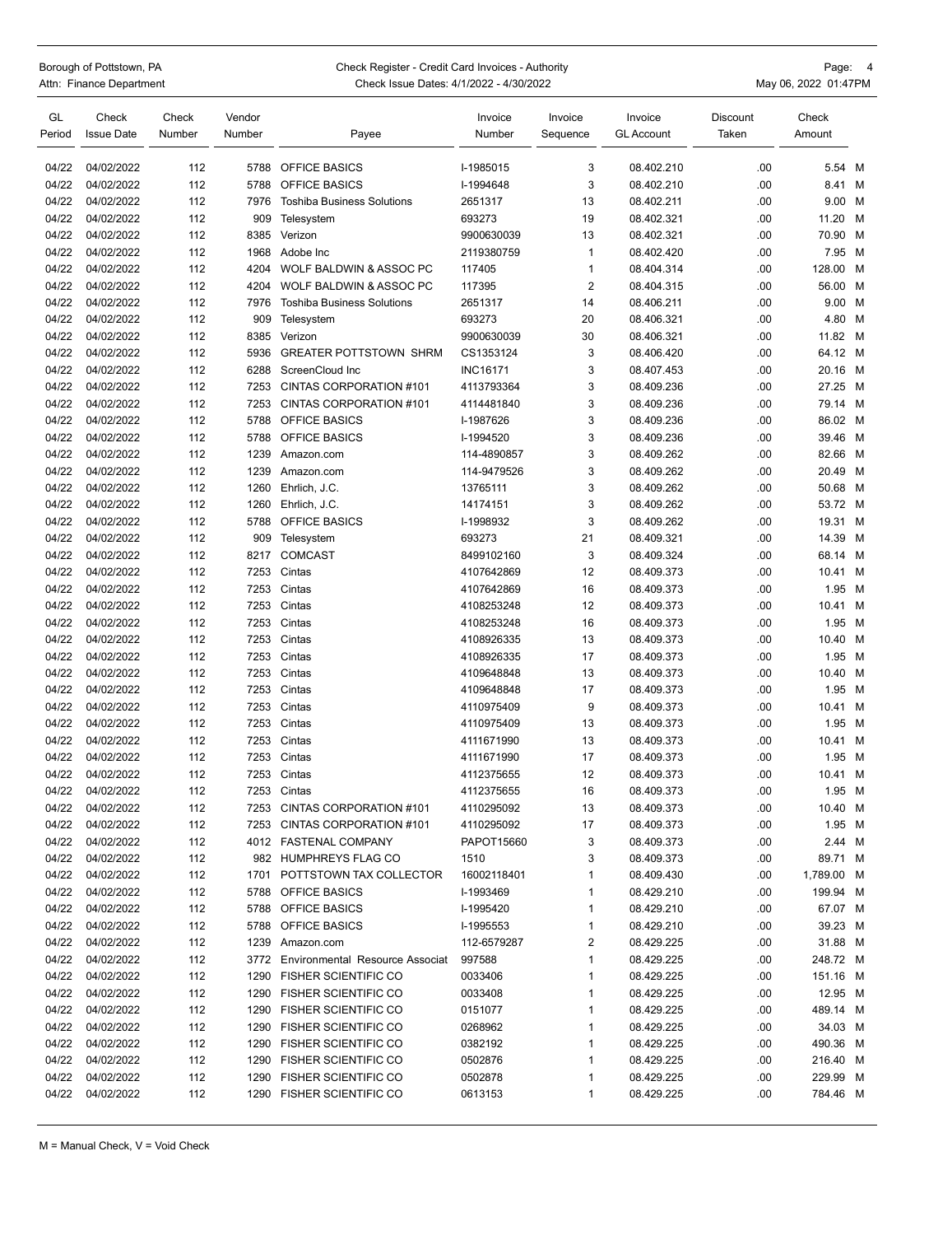| GL Period | Check Issue Date | Check Number | Vendor Number | Payee | Invoice Number | Invoice Sequence | Invoice GL Account | Discount Taken | Check Amount | |
|---|---|---|---|---|---|---|---|---|---|---|
| 04/22 | 04/02/2022 | 112 | 5788 | OFFICE BASICS | I-1985015 | 3 | 08.402.210 | .00 | 5.54 | M |
| 04/22 | 04/02/2022 | 112 | 5788 | OFFICE BASICS | I-1994648 | 3 | 08.402.210 | .00 | 8.41 | M |
| 04/22 | 04/02/2022 | 112 | 7976 | Toshiba Business Solutions | 2651317 | 13 | 08.402.211 | .00 | 9.00 | M |
| 04/22 | 04/02/2022 | 112 | 909 | Telesystem | 693273 | 19 | 08.402.321 | .00 | 11.20 | M |
| 04/22 | 04/02/2022 | 112 | 8385 | Verizon | 9900630039 | 13 | 08.402.321 | .00 | 70.90 | M |
| 04/22 | 04/02/2022 | 112 | 1968 | Adobe Inc | 2119380759 | 1 | 08.402.420 | .00 | 7.95 | M |
| 04/22 | 04/02/2022 | 112 | 4204 | WOLF BALDWIN & ASSOC PC | 117405 | 1 | 08.404.314 | .00 | 128.00 | M |
| 04/22 | 04/02/2022 | 112 | 4204 | WOLF BALDWIN & ASSOC PC | 117395 | 2 | 08.404.315 | .00 | 56.00 | M |
| 04/22 | 04/02/2022 | 112 | 7976 | Toshiba Business Solutions | 2651317 | 14 | 08.406.211 | .00 | 9.00 | M |
| 04/22 | 04/02/2022 | 112 | 909 | Telesystem | 693273 | 20 | 08.406.321 | .00 | 4.80 | M |
| 04/22 | 04/02/2022 | 112 | 8385 | Verizon | 9900630039 | 30 | 08.406.321 | .00 | 11.82 | M |
| 04/22 | 04/02/2022 | 112 | 5936 | GREATER POTTSTOWN SHRM | CS1353124 | 3 | 08.406.420 | .00 | 64.12 | M |
| 04/22 | 04/02/2022 | 112 | 6288 | ScreenCloud Inc | INC16171 | 3 | 08.407.453 | .00 | 20.16 | M |
| 04/22 | 04/02/2022 | 112 | 7253 | CINTAS CORPORATION #101 | 4113793364 | 3 | 08.409.236 | .00 | 27.25 | M |
| 04/22 | 04/02/2022 | 112 | 7253 | CINTAS CORPORATION #101 | 4114481840 | 3 | 08.409.236 | .00 | 79.14 | M |
| 04/22 | 04/02/2022 | 112 | 5788 | OFFICE BASICS | I-1987626 | 3 | 08.409.236 | .00 | 86.02 | M |
| 04/22 | 04/02/2022 | 112 | 5788 | OFFICE BASICS | I-1994520 | 3 | 08.409.236 | .00 | 39.46 | M |
| 04/22 | 04/02/2022 | 112 | 1239 | Amazon.com | 114-4890857 | 3 | 08.409.262 | .00 | 82.66 | M |
| 04/22 | 04/02/2022 | 112 | 1239 | Amazon.com | 114-9479526 | 3 | 08.409.262 | .00 | 20.49 | M |
| 04/22 | 04/02/2022 | 112 | 1260 | Ehrlich, J.C. | 13765111 | 3 | 08.409.262 | .00 | 50.68 | M |
| 04/22 | 04/02/2022 | 112 | 1260 | Ehrlich, J.C. | 14174151 | 3 | 08.409.262 | .00 | 53.72 | M |
| 04/22 | 04/02/2022 | 112 | 5788 | OFFICE BASICS | I-1998932 | 3 | 08.409.262 | .00 | 19.31 | M |
| 04/22 | 04/02/2022 | 112 | 909 | Telesystem | 693273 | 21 | 08.409.321 | .00 | 14.39 | M |
| 04/22 | 04/02/2022 | 112 | 8217 | COMCAST | 8499102160 | 3 | 08.409.324 | .00 | 68.14 | M |
| 04/22 | 04/02/2022 | 112 | 7253 | Cintas | 4107642869 | 12 | 08.409.373 | .00 | 10.41 | M |
| 04/22 | 04/02/2022 | 112 | 7253 | Cintas | 4107642869 | 16 | 08.409.373 | .00 | 1.95 | M |
| 04/22 | 04/02/2022 | 112 | 7253 | Cintas | 4108253248 | 12 | 08.409.373 | .00 | 10.41 | M |
| 04/22 | 04/02/2022 | 112 | 7253 | Cintas | 4108253248 | 16 | 08.409.373 | .00 | 1.95 | M |
| 04/22 | 04/02/2022 | 112 | 7253 | Cintas | 4108926335 | 13 | 08.409.373 | .00 | 10.40 | M |
| 04/22 | 04/02/2022 | 112 | 7253 | Cintas | 4108926335 | 17 | 08.409.373 | .00 | 1.95 | M |
| 04/22 | 04/02/2022 | 112 | 7253 | Cintas | 4109648848 | 13 | 08.409.373 | .00 | 10.40 | M |
| 04/22 | 04/02/2022 | 112 | 7253 | Cintas | 4109648848 | 17 | 08.409.373 | .00 | 1.95 | M |
| 04/22 | 04/02/2022 | 112 | 7253 | Cintas | 4110975409 | 9 | 08.409.373 | .00 | 10.41 | M |
| 04/22 | 04/02/2022 | 112 | 7253 | Cintas | 4110975409 | 13 | 08.409.373 | .00 | 1.95 | M |
| 04/22 | 04/02/2022 | 112 | 7253 | Cintas | 4111671990 | 13 | 08.409.373 | .00 | 10.41 | M |
| 04/22 | 04/02/2022 | 112 | 7253 | Cintas | 4111671990 | 17 | 08.409.373 | .00 | 1.95 | M |
| 04/22 | 04/02/2022 | 112 | 7253 | Cintas | 4112375655 | 12 | 08.409.373 | .00 | 10.41 | M |
| 04/22 | 04/02/2022 | 112 | 7253 | Cintas | 4112375655 | 16 | 08.409.373 | .00 | 1.95 | M |
| 04/22 | 04/02/2022 | 112 | 7253 | CINTAS CORPORATION #101 | 4110295092 | 13 | 08.409.373 | .00 | 10.40 | M |
| 04/22 | 04/02/2022 | 112 | 7253 | CINTAS CORPORATION #101 | 4110295092 | 17 | 08.409.373 | .00 | 1.95 | M |
| 04/22 | 04/02/2022 | 112 | 4012 | FASTENAL COMPANY | PAPOT15660 | 3 | 08.409.373 | .00 | 2.44 | M |
| 04/22 | 04/02/2022 | 112 | 982 | HUMPHREYS FLAG CO | 1510 | 3 | 08.409.373 | .00 | 89.71 | M |
| 04/22 | 04/02/2022 | 112 | 1701 | POTTSTOWN TAX COLLECTOR | 16002118401 | 1 | 08.409.430 | .00 | 1,789.00 | M |
| 04/22 | 04/02/2022 | 112 | 5788 | OFFICE BASICS | I-1993469 | 1 | 08.429.210 | .00 | 199.94 | M |
| 04/22 | 04/02/2022 | 112 | 5788 | OFFICE BASICS | I-1995420 | 1 | 08.429.210 | .00 | 67.07 | M |
| 04/22 | 04/02/2022 | 112 | 5788 | OFFICE BASICS | I-1995553 | 1 | 08.429.210 | .00 | 39.23 | M |
| 04/22 | 04/02/2022 | 112 | 1239 | Amazon.com | 112-6579287 | 2 | 08.429.225 | .00 | 31.88 | M |
| 04/22 | 04/02/2022 | 112 | 3772 | Environmental Resource Associat | 997588 | 1 | 08.429.225 | .00 | 248.72 | M |
| 04/22 | 04/02/2022 | 112 | 1290 | FISHER SCIENTIFIC CO | 0033406 | 1 | 08.429.225 | .00 | 151.16 | M |
| 04/22 | 04/02/2022 | 112 | 1290 | FISHER SCIENTIFIC CO | 0033408 | 1 | 08.429.225 | .00 | 12.95 | M |
| 04/22 | 04/02/2022 | 112 | 1290 | FISHER SCIENTIFIC CO | 0151077 | 1 | 08.429.225 | .00 | 489.14 | M |
| 04/22 | 04/02/2022 | 112 | 1290 | FISHER SCIENTIFIC CO | 0268962 | 1 | 08.429.225 | .00 | 34.03 | M |
| 04/22 | 04/02/2022 | 112 | 1290 | FISHER SCIENTIFIC CO | 0382192 | 1 | 08.429.225 | .00 | 490.36 | M |
| 04/22 | 04/02/2022 | 112 | 1290 | FISHER SCIENTIFIC CO | 0502876 | 1 | 08.429.225 | .00 | 216.40 | M |
| 04/22 | 04/02/2022 | 112 | 1290 | FISHER SCIENTIFIC CO | 0502878 | 1 | 08.429.225 | .00 | 229.99 | M |
| 04/22 | 04/02/2022 | 112 | 1290 | FISHER SCIENTIFIC CO | 0613153 | 1 | 08.429.225 | .00 | 784.46 | M |

M = Manual Check, V = Void Check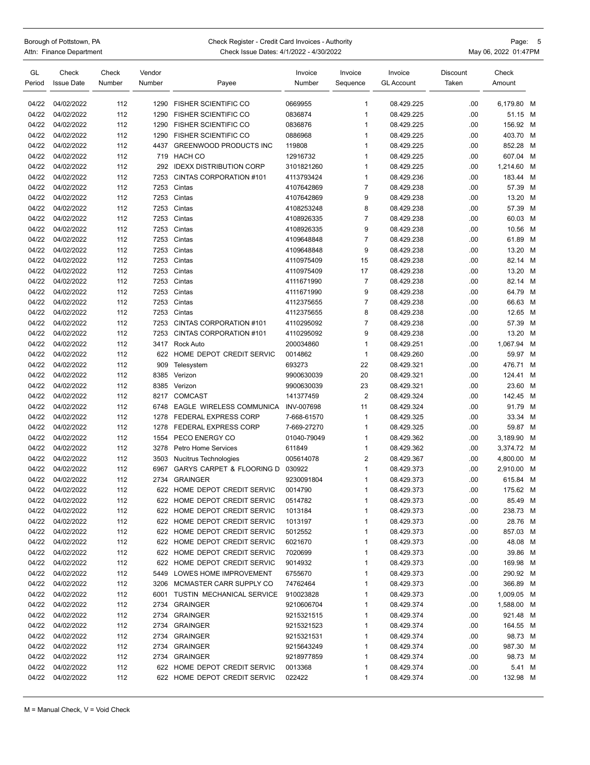Borough of Pottstown, PA
Attn: Finance Department

Check Register - Credit Card Invoices - Authority
Check Issue Dates: 4/1/2022 - 4/30/2022

May 06, 2022 01:47PM

| GL Period | Check Issue Date | Check Number | Vendor Number | Payee | Invoice Number | Invoice Sequence | Invoice GL Account | Discount Taken | Check Amount | |
|---|---|---|---|---|---|---|---|---|---|---|
| 04/22 | 04/02/2022 | 112 | 1290 | FISHER SCIENTIFIC CO | 0669955 | 1 | 08.429.225 | .00 | 6,179.80 | M |
| 04/22 | 04/02/2022 | 112 | 1290 | FISHER SCIENTIFIC CO | 0836874 | 1 | 08.429.225 | .00 | 51.15 | M |
| 04/22 | 04/02/2022 | 112 | 1290 | FISHER SCIENTIFIC CO | 0836876 | 1 | 08.429.225 | .00 | 156.92 | M |
| 04/22 | 04/02/2022 | 112 | 1290 | FISHER SCIENTIFIC CO | 0886968 | 1 | 08.429.225 | .00 | 403.70 | M |
| 04/22 | 04/02/2022 | 112 | 4437 | GREENWOOD PRODUCTS INC | 119808 | 1 | 08.429.225 | .00 | 852.28 | M |
| 04/22 | 04/02/2022 | 112 | 719 | HACH CO | 12916732 | 1 | 08.429.225 | .00 | 607.04 | M |
| 04/22 | 04/02/2022 | 112 | 292 | IDEXX DISTRIBUTION CORP | 3101821260 | 1 | 08.429.225 | .00 | 1,214.60 | M |
| 04/22 | 04/02/2022 | 112 | 7253 | CINTAS CORPORATION #101 | 4113793424 | 1 | 08.429.236 | .00 | 183.44 | M |
| 04/22 | 04/02/2022 | 112 | 7253 | Cintas | 4107642869 | 7 | 08.429.238 | .00 | 57.39 | M |
| 04/22 | 04/02/2022 | 112 | 7253 | Cintas | 4107642869 | 9 | 08.429.238 | .00 | 13.20 | M |
| 04/22 | 04/02/2022 | 112 | 7253 | Cintas | 4108253248 | 8 | 08.429.238 | .00 | 57.39 | M |
| 04/22 | 04/02/2022 | 112 | 7253 | Cintas | 4108926335 | 7 | 08.429.238 | .00 | 60.03 | M |
| 04/22 | 04/02/2022 | 112 | 7253 | Cintas | 4108926335 | 9 | 08.429.238 | .00 | 10.56 | M |
| 04/22 | 04/02/2022 | 112 | 7253 | Cintas | 4109648848 | 7 | 08.429.238 | .00 | 61.89 | M |
| 04/22 | 04/02/2022 | 112 | 7253 | Cintas | 4109648848 | 9 | 08.429.238 | .00 | 13.20 | M |
| 04/22 | 04/02/2022 | 112 | 7253 | Cintas | 4110975409 | 15 | 08.429.238 | .00 | 82.14 | M |
| 04/22 | 04/02/2022 | 112 | 7253 | Cintas | 4110975409 | 17 | 08.429.238 | .00 | 13.20 | M |
| 04/22 | 04/02/2022 | 112 | 7253 | Cintas | 4111671990 | 7 | 08.429.238 | .00 | 82.14 | M |
| 04/22 | 04/02/2022 | 112 | 7253 | Cintas | 4111671990 | 9 | 08.429.238 | .00 | 64.79 | M |
| 04/22 | 04/02/2022 | 112 | 7253 | Cintas | 4112375655 | 7 | 08.429.238 | .00 | 66.63 | M |
| 04/22 | 04/02/2022 | 112 | 7253 | Cintas | 4112375655 | 8 | 08.429.238 | .00 | 12.65 | M |
| 04/22 | 04/02/2022 | 112 | 7253 | CINTAS CORPORATION #101 | 4110295092 | 7 | 08.429.238 | .00 | 57.39 | M |
| 04/22 | 04/02/2022 | 112 | 7253 | CINTAS CORPORATION #101 | 4110295092 | 9 | 08.429.238 | .00 | 13.20 | M |
| 04/22 | 04/02/2022 | 112 | 3417 | Rock Auto | 200034860 | 1 | 08.429.251 | .00 | 1,067.94 | M |
| 04/22 | 04/02/2022 | 112 | 622 | HOME DEPOT CREDIT SERVIC | 0014862 | 1 | 08.429.260 | .00 | 59.97 | M |
| 04/22 | 04/02/2022 | 112 | 909 | Telesystem | 693273 | 22 | 08.429.321 | .00 | 476.71 | M |
| 04/22 | 04/02/2022 | 112 | 8385 | Verizon | 9900630039 | 20 | 08.429.321 | .00 | 124.41 | M |
| 04/22 | 04/02/2022 | 112 | 8385 | Verizon | 9900630039 | 23 | 08.429.321 | .00 | 23.60 | M |
| 04/22 | 04/02/2022 | 112 | 8217 | COMCAST | 141377459 | 2 | 08.429.324 | .00 | 142.45 | M |
| 04/22 | 04/02/2022 | 112 | 6748 | EAGLE WIRELESS COMMUNICA | INV-007698 | 11 | 08.429.324 | .00 | 91.79 | M |
| 04/22 | 04/02/2022 | 112 | 1278 | FEDERAL EXPRESS CORP | 7-668-61570 | 1 | 08.429.325 | .00 | 33.34 | M |
| 04/22 | 04/02/2022 | 112 | 1278 | FEDERAL EXPRESS CORP | 7-669-27270 | 1 | 08.429.325 | .00 | 59.87 | M |
| 04/22 | 04/02/2022 | 112 | 1554 | PECO ENERGY CO | 01040-79049 | 1 | 08.429.362 | .00 | 3,189.90 | M |
| 04/22 | 04/02/2022 | 112 | 3278 | Petro Home Services | 611849 | 1 | 08.429.362 | .00 | 3,374.72 | M |
| 04/22 | 04/02/2022 | 112 | 3503 | Nucitrus Technologies | 005614078 | 2 | 08.429.367 | .00 | 4,800.00 | M |
| 04/22 | 04/02/2022 | 112 | 6967 | GARYS CARPET & FLOORING D | 030922 | 1 | 08.429.373 | .00 | 2,910.00 | M |
| 04/22 | 04/02/2022 | 112 | 2734 | GRAINGER | 9230091804 | 1 | 08.429.373 | .00 | 615.84 | M |
| 04/22 | 04/02/2022 | 112 | 622 | HOME DEPOT CREDIT SERVIC | 0014790 | 1 | 08.429.373 | .00 | 175.62 | M |
| 04/22 | 04/02/2022 | 112 | 622 | HOME DEPOT CREDIT SERVIC | 0514782 | 1 | 08.429.373 | .00 | 85.49 | M |
| 04/22 | 04/02/2022 | 112 | 622 | HOME DEPOT CREDIT SERVIC | 1013184 | 1 | 08.429.373 | .00 | 238.73 | M |
| 04/22 | 04/02/2022 | 112 | 622 | HOME DEPOT CREDIT SERVIC | 1013197 | 1 | 08.429.373 | .00 | 28.76 | M |
| 04/22 | 04/02/2022 | 112 | 622 | HOME DEPOT CREDIT SERVIC | 5012552 | 1 | 08.429.373 | .00 | 857.03 | M |
| 04/22 | 04/02/2022 | 112 | 622 | HOME DEPOT CREDIT SERVIC | 6021670 | 1 | 08.429.373 | .00 | 48.08 | M |
| 04/22 | 04/02/2022 | 112 | 622 | HOME DEPOT CREDIT SERVIC | 7020699 | 1 | 08.429.373 | .00 | 39.86 | M |
| 04/22 | 04/02/2022 | 112 | 622 | HOME DEPOT CREDIT SERVIC | 9014932 | 1 | 08.429.373 | .00 | 169.98 | M |
| 04/22 | 04/02/2022 | 112 | 5449 | LOWES HOME IMPROVEMENT | 6755670 | 1 | 08.429.373 | .00 | 290.92 | M |
| 04/22 | 04/02/2022 | 112 | 3206 | MCMASTER CARR SUPPLY CO | 74762464 | 1 | 08.429.373 | .00 | 366.89 | M |
| 04/22 | 04/02/2022 | 112 | 6001 | TUSTIN MECHANICAL SERVICE | 910023828 | 1 | 08.429.373 | .00 | 1,009.05 | M |
| 04/22 | 04/02/2022 | 112 | 2734 | GRAINGER | 9210606704 | 1 | 08.429.374 | .00 | 1,588.00 | M |
| 04/22 | 04/02/2022 | 112 | 2734 | GRAINGER | 9215321515 | 1 | 08.429.374 | .00 | 921.48 | M |
| 04/22 | 04/02/2022 | 112 | 2734 | GRAINGER | 9215321523 | 1 | 08.429.374 | .00 | 164.55 | M |
| 04/22 | 04/02/2022 | 112 | 2734 | GRAINGER | 9215321531 | 1 | 08.429.374 | .00 | 98.73 | M |
| 04/22 | 04/02/2022 | 112 | 2734 | GRAINGER | 9215643249 | 1 | 08.429.374 | .00 | 987.30 | M |
| 04/22 | 04/02/2022 | 112 | 2734 | GRAINGER | 9218977859 | 1 | 08.429.374 | .00 | 98.73 | M |
| 04/22 | 04/02/2022 | 112 | 622 | HOME DEPOT CREDIT SERVIC | 0013368 | 1 | 08.429.374 | .00 | 5.41 | M |
| 04/22 | 04/02/2022 | 112 | 622 | HOME DEPOT CREDIT SERVIC | 022422 | 1 | 08.429.374 | .00 | 132.98 | M |

M = Manual Check, V = Void Check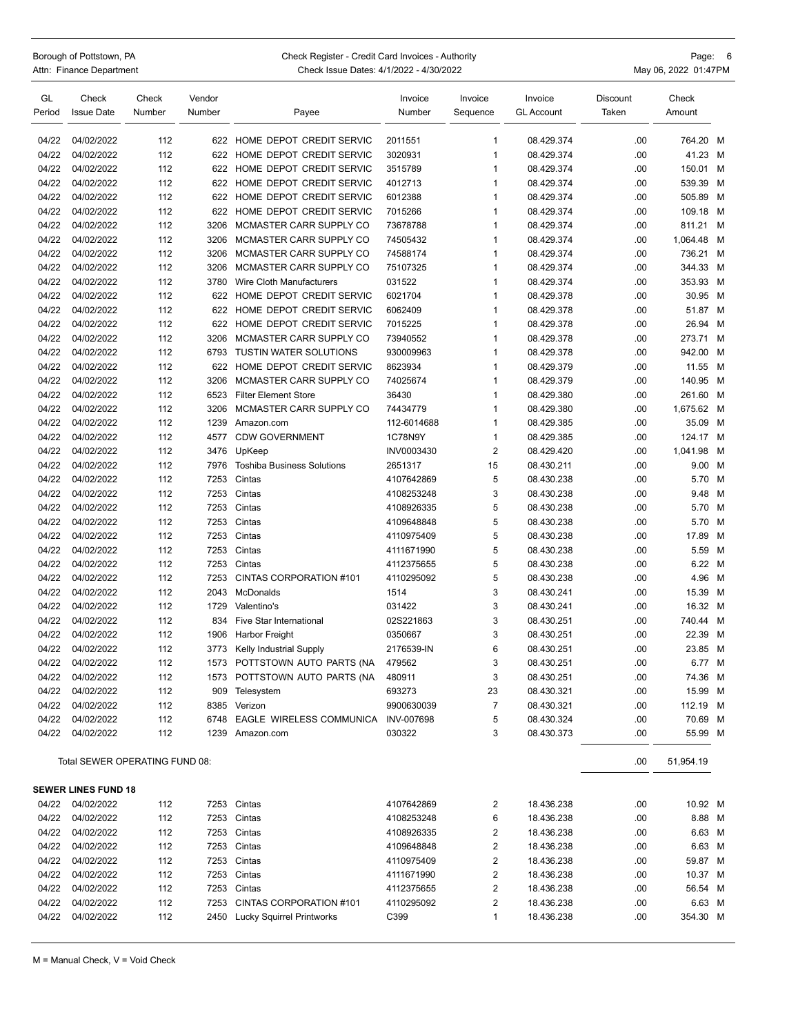Borough of Pottstown, PA
Attn: Finance Department

Check Register - Credit Card Invoices - Authority
Check Issue Dates: 4/1/2022 - 4/30/2022

May 06, 2022 01:47PM

| GL Period | Check Issue Date | Check Number | Vendor Number | Payee | Invoice Number | Invoice Sequence | Invoice GL Account | Discount Taken | Check Amount | |
|---|---|---|---|---|---|---|---|---|---|---|
| 04/22 | 04/02/2022 | 112 | 622 | HOME DEPOT CREDIT SERVIC | 2011551 | 1 | 08.429.374 | .00 | 764.20 | M |
| 04/22 | 04/02/2022 | 112 | 622 | HOME DEPOT CREDIT SERVIC | 3020931 | 1 | 08.429.374 | .00 | 41.23 | M |
| 04/22 | 04/02/2022 | 112 | 622 | HOME DEPOT CREDIT SERVIC | 3515789 | 1 | 08.429.374 | .00 | 150.01 | M |
| 04/22 | 04/02/2022 | 112 | 622 | HOME DEPOT CREDIT SERVIC | 4012713 | 1 | 08.429.374 | .00 | 539.39 | M |
| 04/22 | 04/02/2022 | 112 | 622 | HOME DEPOT CREDIT SERVIC | 6012388 | 1 | 08.429.374 | .00 | 505.89 | M |
| 04/22 | 04/02/2022 | 112 | 622 | HOME DEPOT CREDIT SERVIC | 7015266 | 1 | 08.429.374 | .00 | 109.18 | M |
| 04/22 | 04/02/2022 | 112 | 3206 | MCMASTER CARR SUPPLY CO | 73678788 | 1 | 08.429.374 | .00 | 811.21 | M |
| 04/22 | 04/02/2022 | 112 | 3206 | MCMASTER CARR SUPPLY CO | 74505432 | 1 | 08.429.374 | .00 | 1,064.48 | M |
| 04/22 | 04/02/2022 | 112 | 3206 | MCMASTER CARR SUPPLY CO | 74588174 | 1 | 08.429.374 | .00 | 736.21 | M |
| 04/22 | 04/02/2022 | 112 | 3206 | MCMASTER CARR SUPPLY CO | 75107325 | 1 | 08.429.374 | .00 | 344.33 | M |
| 04/22 | 04/02/2022 | 112 | 3780 | Wire Cloth Manufacturers | 031522 | 1 | 08.429.374 | .00 | 353.93 | M |
| 04/22 | 04/02/2022 | 112 | 622 | HOME DEPOT CREDIT SERVIC | 6021704 | 1 | 08.429.378 | .00 | 30.95 | M |
| 04/22 | 04/02/2022 | 112 | 622 | HOME DEPOT CREDIT SERVIC | 6062409 | 1 | 08.429.378 | .00 | 51.87 | M |
| 04/22 | 04/02/2022 | 112 | 622 | HOME DEPOT CREDIT SERVIC | 7015225 | 1 | 08.429.378 | .00 | 26.94 | M |
| 04/22 | 04/02/2022 | 112 | 3206 | MCMASTER CARR SUPPLY CO | 73940552 | 1 | 08.429.378 | .00 | 273.71 | M |
| 04/22 | 04/02/2022 | 112 | 6793 | TUSTIN WATER SOLUTIONS | 930009963 | 1 | 08.429.378 | .00 | 942.00 | M |
| 04/22 | 04/02/2022 | 112 | 622 | HOME DEPOT CREDIT SERVIC | 8623934 | 1 | 08.429.379 | .00 | 11.55 | M |
| 04/22 | 04/02/2022 | 112 | 3206 | MCMASTER CARR SUPPLY CO | 74025674 | 1 | 08.429.379 | .00 | 140.95 | M |
| 04/22 | 04/02/2022 | 112 | 6523 | Filter Element Store | 36430 | 1 | 08.429.380 | .00 | 261.60 | M |
| 04/22 | 04/02/2022 | 112 | 3206 | MCMASTER CARR SUPPLY CO | 74434779 | 1 | 08.429.380 | .00 | 1,675.62 | M |
| 04/22 | 04/02/2022 | 112 | 1239 | Amazon.com | 112-6014688 | 1 | 08.429.385 | .00 | 35.09 | M |
| 04/22 | 04/02/2022 | 112 | 4577 | CDW GOVERNMENT | 1C78N9Y | 1 | 08.429.385 | .00 | 124.17 | M |
| 04/22 | 04/02/2022 | 112 | 3476 | UpKeep | INV0003430 | 2 | 08.429.420 | .00 | 1,041.98 | M |
| 04/22 | 04/02/2022 | 112 | 7976 | Toshiba Business Solutions | 2651317 | 15 | 08.430.211 | .00 | 9.00 | M |
| 04/22 | 04/02/2022 | 112 | 7253 | Cintas | 4107642869 | 5 | 08.430.238 | .00 | 5.70 | M |
| 04/22 | 04/02/2022 | 112 | 7253 | Cintas | 4108253248 | 3 | 08.430.238 | .00 | 9.48 | M |
| 04/22 | 04/02/2022 | 112 | 7253 | Cintas | 4108926335 | 5 | 08.430.238 | .00 | 5.70 | M |
| 04/22 | 04/02/2022 | 112 | 7253 | Cintas | 4109648848 | 5 | 08.430.238 | .00 | 5.70 | M |
| 04/22 | 04/02/2022 | 112 | 7253 | Cintas | 4110975409 | 5 | 08.430.238 | .00 | 17.89 | M |
| 04/22 | 04/02/2022 | 112 | 7253 | Cintas | 4111671990 | 5 | 08.430.238 | .00 | 5.59 | M |
| 04/22 | 04/02/2022 | 112 | 7253 | Cintas | 4112375655 | 5 | 08.430.238 | .00 | 6.22 | M |
| 04/22 | 04/02/2022 | 112 | 7253 | CINTAS CORPORATION #101 | 4110295092 | 5 | 08.430.238 | .00 | 4.96 | M |
| 04/22 | 04/02/2022 | 112 | 2043 | McDonalds | 1514 | 3 | 08.430.241 | .00 | 15.39 | M |
| 04/22 | 04/02/2022 | 112 | 1729 | Valentino's | 031422 | 3 | 08.430.241 | .00 | 16.32 | M |
| 04/22 | 04/02/2022 | 112 | 834 | Five Star International | 02S221863 | 3 | 08.430.251 | .00 | 740.44 | M |
| 04/22 | 04/02/2022 | 112 | 1906 | Harbor Freight | 0350667 | 3 | 08.430.251 | .00 | 22.39 | M |
| 04/22 | 04/02/2022 | 112 | 3773 | Kelly Industrial Supply | 2176539-IN | 6 | 08.430.251 | .00 | 23.85 | M |
| 04/22 | 04/02/2022 | 112 | 1573 | POTTSTOWN AUTO PARTS (NA | 479562 | 3 | 08.430.251 | .00 | 6.77 | M |
| 04/22 | 04/02/2022 | 112 | 1573 | POTTSTOWN AUTO PARTS (NA | 480911 | 3 | 08.430.251 | .00 | 74.36 | M |
| 04/22 | 04/02/2022 | 112 | 909 | Telesystem | 693273 | 23 | 08.430.321 | .00 | 15.99 | M |
| 04/22 | 04/02/2022 | 112 | 8385 | Verizon | 9900630039 | 7 | 08.430.321 | .00 | 112.19 | M |
| 04/22 | 04/02/2022 | 112 | 6748 | EAGLE WIRELESS COMMUNICA | INV-007698 | 5 | 08.430.324 | .00 | 70.69 | M |
| 04/22 | 04/02/2022 | 112 | 1239 | Amazon.com | 030322 | 3 | 08.430.373 | .00 | 55.99 | M |
| | Total SEWER OPERATING FUND 08: | | | | | | | .00 | 51,954.19 | |

**SEWER LINES FUND 18**

| GL Period | Check Issue Date | Check Number | Vendor Number | Payee | Invoice Number | Invoice Sequence | Invoice GL Account | Discount Taken | Check Amount | |
|---|---|---|---|---|---|---|---|---|---|---|
| 04/22 | 04/02/2022 | 112 | 7253 | Cintas | 4107642869 | 2 | 18.436.238 | .00 | 10.92 | M |
| 04/22 | 04/02/2022 | 112 | 7253 | Cintas | 4108253248 | 6 | 18.436.238 | .00 | 8.88 | M |
| 04/22 | 04/02/2022 | 112 | 7253 | Cintas | 4108926335 | 2 | 18.436.238 | .00 | 6.63 | M |
| 04/22 | 04/02/2022 | 112 | 7253 | Cintas | 4109648848 | 2 | 18.436.238 | .00 | 6.63 | M |
| 04/22 | 04/02/2022 | 112 | 7253 | Cintas | 4110975409 | 2 | 18.436.238 | .00 | 59.87 | M |
| 04/22 | 04/02/2022 | 112 | 7253 | Cintas | 4111671990 | 2 | 18.436.238 | .00 | 10.37 | M |
| 04/22 | 04/02/2022 | 112 | 7253 | Cintas | 4112375655 | 2 | 18.436.238 | .00 | 56.54 | M |
| 04/22 | 04/02/2022 | 112 | 7253 | CINTAS CORPORATION #101 | 4110295092 | 2 | 18.436.238 | .00 | 6.63 | M |
| 04/22 | 04/02/2022 | 112 | 2450 | Lucky Squirrel Printworks | C399 | 1 | 18.436.238 | .00 | 354.30 | M |

M = Manual Check, V = Void Check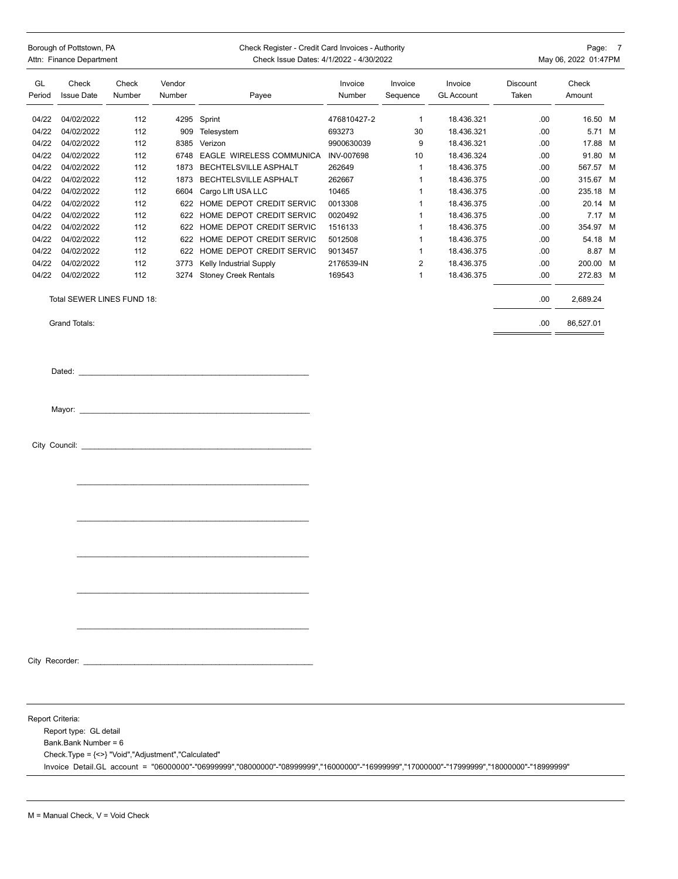Borough of Pottstown, PA
Attn: Finance Department

Check Register - Credit Card Invoices - Authority
Check Issue Dates: 4/1/2022 - 4/30/2022

May 06, 2022 01:47PM

| GL Period | Check Issue Date | Check Number | Vendor Number | Payee | Invoice Number | Invoice Sequence | Invoice GL Account | Discount Taken | Check Amount | |
|---|---|---|---|---|---|---|---|---|---|---|
| 04/22 | 04/02/2022 | 112 | 4295 | Sprint | 476810427-2 | 1 | 18.436.321 | .00 | 16.50 | M |
| 04/22 | 04/02/2022 | 112 | 909 | Telesystem | 693273 | 30 | 18.436.321 | .00 | 5.71 | M |
| 04/22 | 04/02/2022 | 112 | 8385 | Verizon | 9900630039 | 9 | 18.436.321 | .00 | 17.88 | M |
| 04/22 | 04/02/2022 | 112 | 6748 | EAGLE WIRELESS COMMUNICA | INV-007698 | 10 | 18.436.324 | .00 | 91.80 | M |
| 04/22 | 04/02/2022 | 112 | 1873 | BECHTELSVILLE ASPHALT | 262649 | 1 | 18.436.375 | .00 | 567.57 | M |
| 04/22 | 04/02/2022 | 112 | 1873 | BECHTELSVILLE ASPHALT | 262667 | 1 | 18.436.375 | .00 | 315.67 | M |
| 04/22 | 04/02/2022 | 112 | 6604 | Cargo LIft USA LLC | 10465 | 1 | 18.436.375 | .00 | 235.18 | M |
| 04/22 | 04/02/2022 | 112 | 622 | HOME DEPOT CREDIT SERVIC | 0013308 | 1 | 18.436.375 | .00 | 20.14 | M |
| 04/22 | 04/02/2022 | 112 | 622 | HOME DEPOT CREDIT SERVIC | 0020492 | 1 | 18.436.375 | .00 | 7.17 | M |
| 04/22 | 04/02/2022 | 112 | 622 | HOME DEPOT CREDIT SERVIC | 1516133 | 1 | 18.436.375 | .00 | 354.97 | M |
| 04/22 | 04/02/2022 | 112 | 622 | HOME DEPOT CREDIT SERVIC | 5012508 | 1 | 18.436.375 | .00 | 54.18 | M |
| 04/22 | 04/02/2022 | 112 | 622 | HOME DEPOT CREDIT SERVIC | 9013457 | 1 | 18.436.375 | .00 | 8.87 | M |
| 04/22 | 04/02/2022 | 112 | 3773 | Kelly Industrial Supply | 2176539-IN | 2 | 18.436.375 | .00 | 200.00 | M |
| 04/22 | 04/02/2022 | 112 | 3274 | Stoney Creek Rentals | 169543 | 1 | 18.436.375 | .00 | 272.83 | M |
| | Total SEWER LINES FUND 18: | | | | | | | .00 | 2,689.24 | |
| | Grand Totals: | | | | | | | .00 | 86,527.01 | |

Dated: ______________________________________________

Mayor: ______________________________________________

City Council: ______________________________________________

______________________________________________

______________________________________________

______________________________________________

______________________________________________

______________________________________________

City Recorder: ______________________________________________

Report Criteria:

Report type: GL detail

Bank.Bank Number = 6

Check.Type = {<>} "Void","Adjustment","Calculated"

Invoice Detail.GL account = "06000000"-"06999999","08000000"-"08999999","16000000"-"16999999","17000000"-"17999999","18000000"-"18999999"

M = Manual Check, V = Void Check